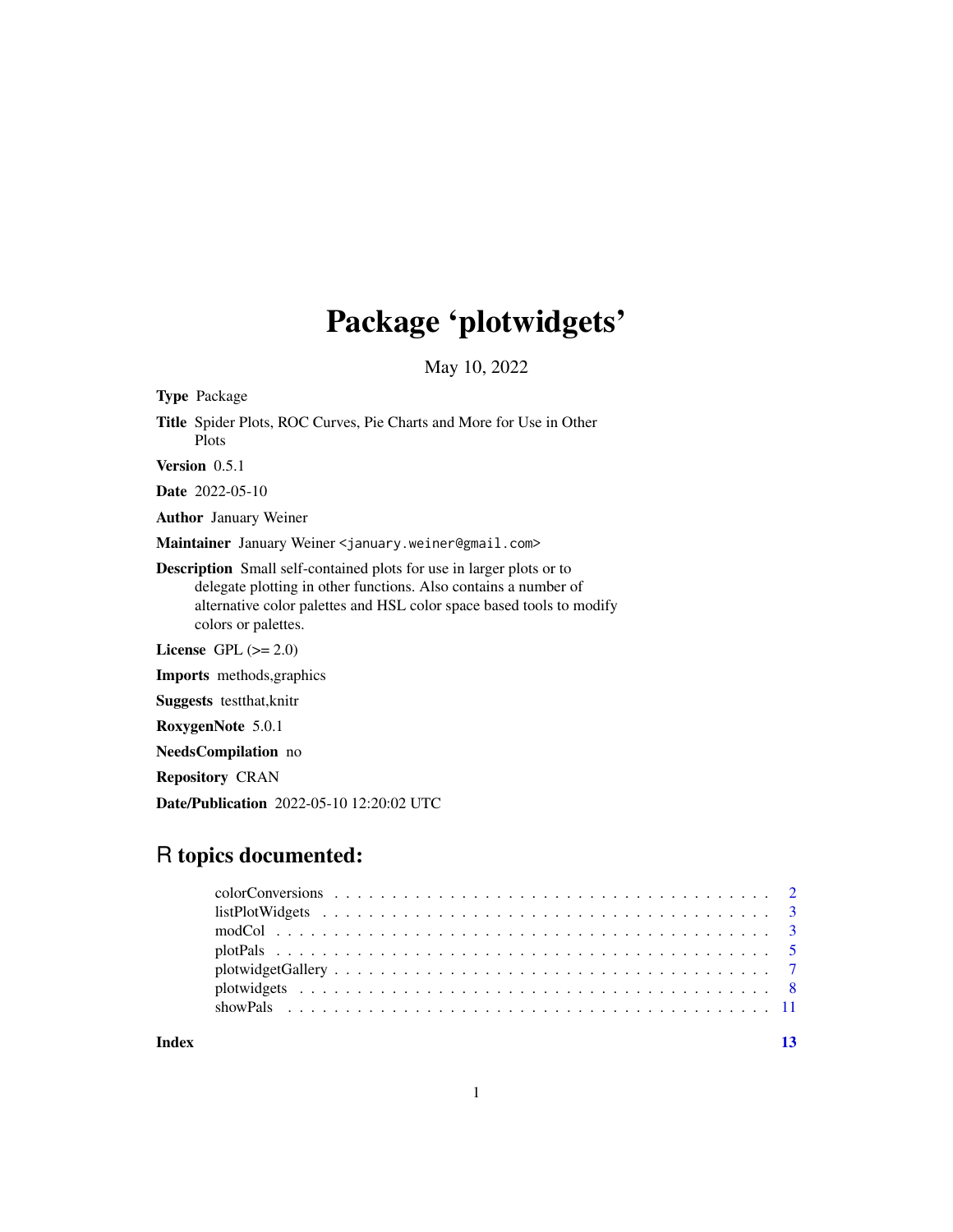# Package 'plotwidgets'

May 10, 2022

**Type** Package

**Title** Spider Plots, ROC Curves, Pie Charts and More for Use in Other Plots

**Version** 0.5.1

**Date** 2022-05-10

**Author** January Weiner

**Maintainer** January Weiner <january.weiner@gmail.com>

**Description** Small self-contained plots for use in larger plots or to delegate plotting in other functions. Also contains a number of alternative color palettes and HSL color space based tools to modify colors or palettes.

**License** GPL (>= 2.0)

**Imports** methods,graphics

**Suggests** testthat,knitr

**RoxygenNote** 5.0.1

**NeedsCompilation** no

**Repository** CRAN

**Date/Publication** 2022-05-10 12:20:02 UTC

## R topics documented:

| | |
|---|---|
| colorConversions | 2 |
| listPlotWidgets | 3 |
| modCol | 3 |
| plotPals | 5 |
| plotwidgetGallery | 7 |
| plotwidgets | 8 |
| showPals | 11 |
| **Index** | **13** |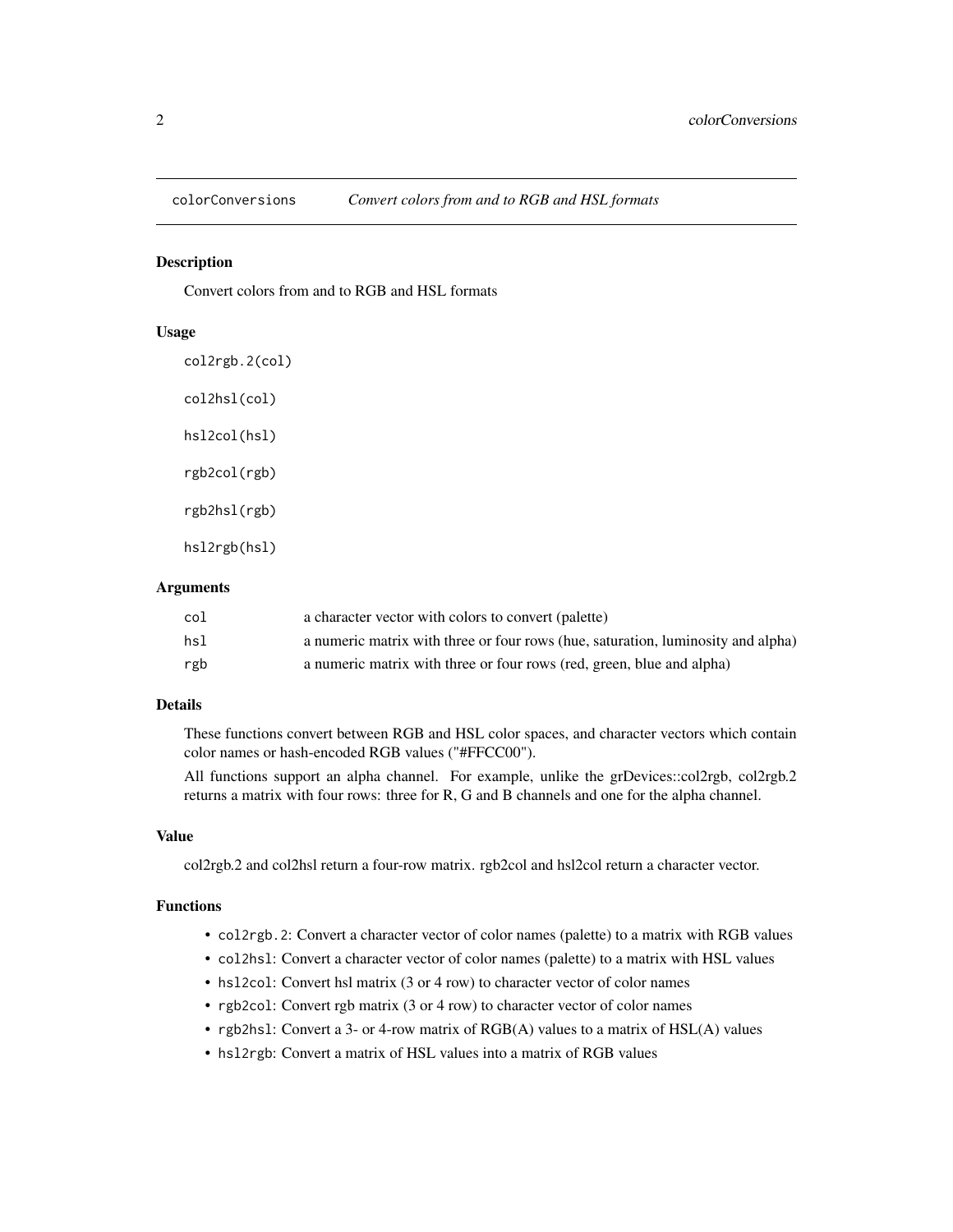## colorConversions *Convert colors from and to RGB and HSL formats*

### Description

Convert colors from and to RGB and HSL formats

### Usage

```
col2rgb.2(col)

col2hsl(col)

hsl2col(hsl)

rgb2col(rgb)

rgb2hsl(rgb)

hsl2rgb(hsl)
```

### Arguments

| | |
|---|---|
| col | a character vector with colors to convert (palette) |
| hsl | a numeric matrix with three or four rows (hue, saturation, luminosity and alpha) |
| rgb | a numeric matrix with three or four rows (red, green, blue and alpha) |

### Details

These functions convert between RGB and HSL color spaces, and character vectors which contain color names or hash-encoded RGB values ("#FFCC00").

All functions support an alpha channel. For example, unlike the grDevices::col2rgb, col2rgb.2 returns a matrix with four rows: three for R, G and B channels and one for the alpha channel.

### Value

col2rgb.2 and col2hsl return a four-row matrix. rgb2col and hsl2col return a character vector.

### Functions

- `col2rgb.2`: Convert a character vector of color names (palette) to a matrix with RGB values
- `col2hsl`: Convert a character vector of color names (palette) to a matrix with HSL values
- `hsl2col`: Convert hsl matrix (3 or 4 row) to character vector of color names
- `rgb2col`: Convert rgb matrix (3 or 4 row) to character vector of color names
- `rgb2hsl`: Convert a 3- or 4-row matrix of RGB(A) values to a matrix of HSL(A) values
- `hsl2rgb`: Convert a matrix of HSL values into a matrix of RGB values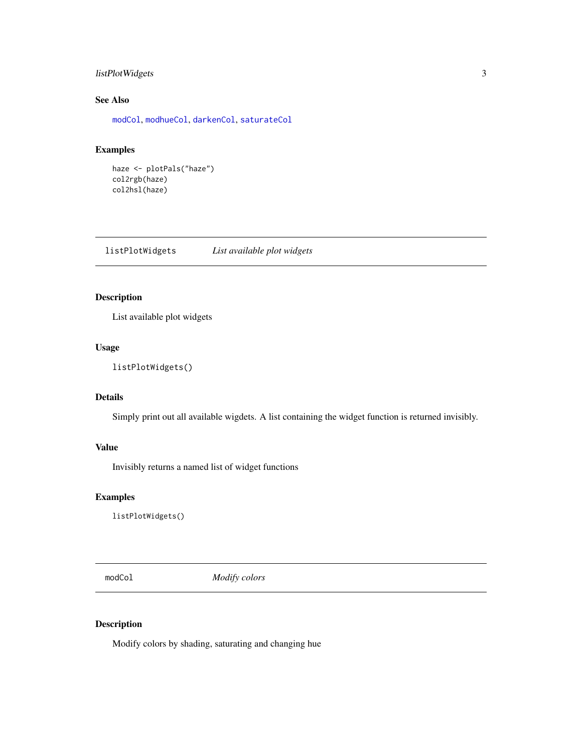### See Also

modCol, modhueCol, darkenCol, saturateCol

### Examples

```
haze <- plotPals("haze")
col2rgb(haze)
col2hsl(haze)
```

---

## listPlotWidgets *List available plot widgets*

---

### Description

List available plot widgets

### Usage

```
listPlotWidgets()
```

### Details

Simply print out all available wigdets. A list containing the widget function is returned invisibly.

### Value

Invisibly returns a named list of widget functions

### Examples

```
listPlotWidgets()
```

---

## modCol *Modify colors*

---

### Description

Modify colors by shading, saturating and changing hue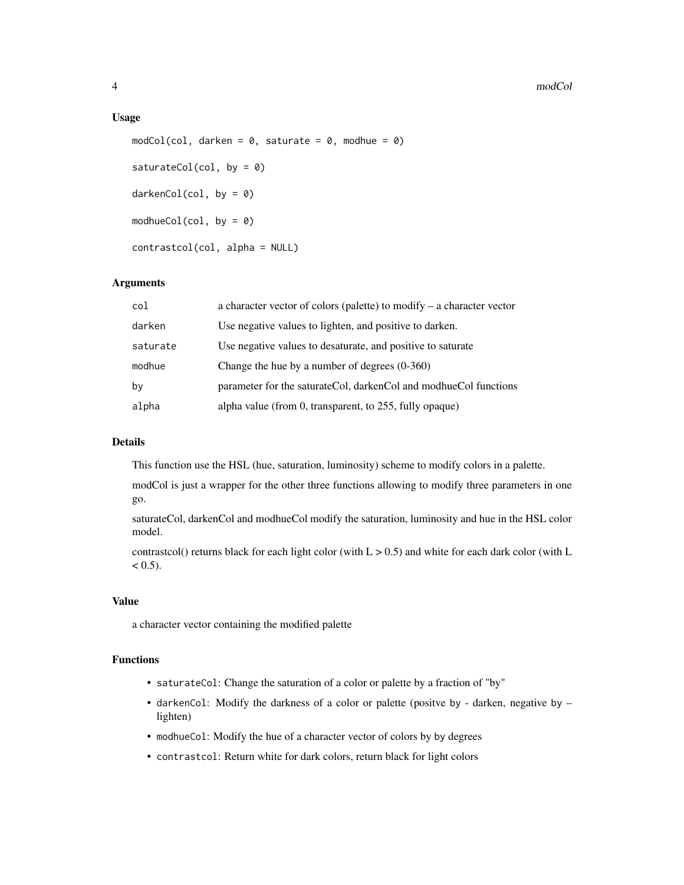### Usage

```
modCol(col, darken = 0, saturate = 0, modhue = 0)

saturateCol(col, by = 0)

darkenCol(col, by = 0)

modhueCol(col, by = 0)

contrastcol(col, alpha = NULL)
```

### Arguments

| | |
|---|---|
| col | a character vector of colors (palette) to modify – a character vector |
| darken | Use negative values to lighten, and positive to darken. |
| saturate | Use negative values to desaturate, and positive to saturate |
| modhue | Change the hue by a number of degrees (0-360) |
| by | parameter for the saturateCol, darkenCol and modhueCol functions |
| alpha | alpha value (from 0, transparent, to 255, fully opaque) |

### Details

This function use the HSL (hue, saturation, luminosity) scheme to modify colors in a palette.

modCol is just a wrapper for the other three functions allowing to modify three parameters in one go.

saturateCol, darkenCol and modhueCol modify the saturation, luminosity and hue in the HSL color model.

contrastcol() returns black for each light color (with $L > 0.5$) and white for each dark color (with $L < 0.5$).

### Value

a character vector containing the modified palette

### Functions

- `saturateCol`: Change the saturation of a color or palette by a fraction of "by"
- `darkenCol`: Modify the darkness of a color or palette (positve `by` - darken, negative `by` – lighten)
- `modhueCol`: Modify the hue of a character vector of colors by `by` degrees
- `contrastcol`: Return white for dark colors, return black for light colors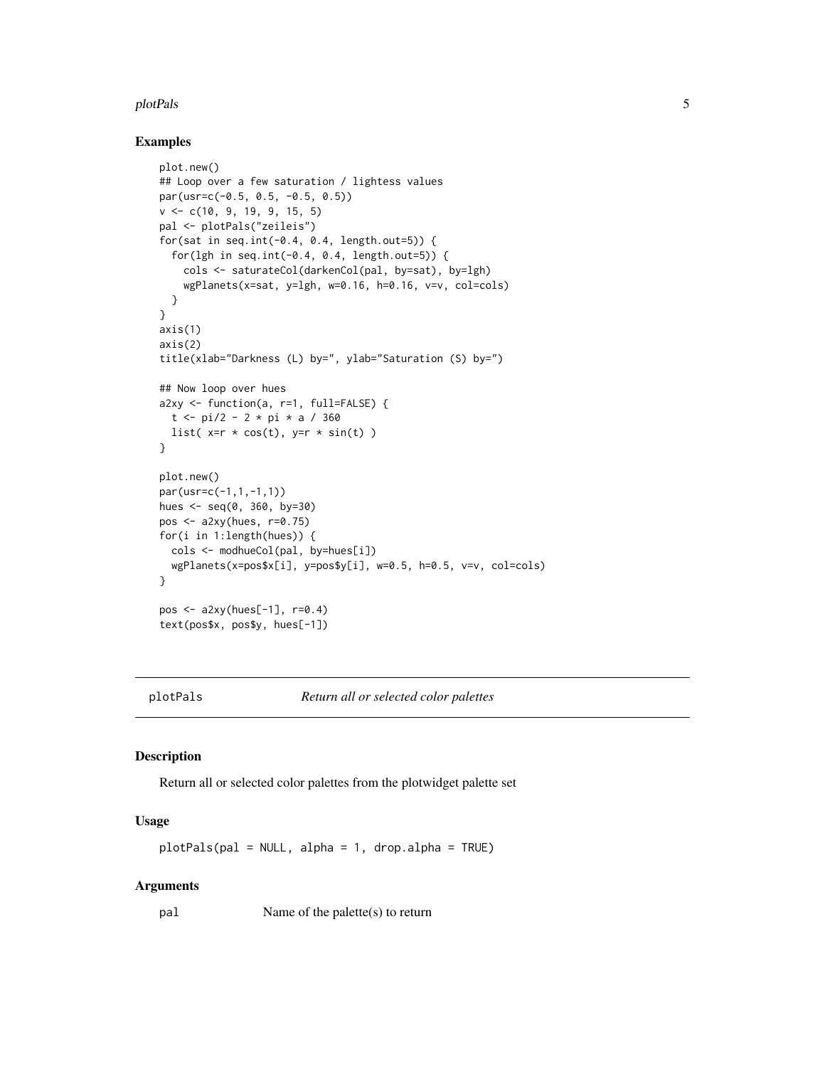## Examples

```
plot.new()
## Loop over a few saturation / lightess values
par(usr=c(-0.5, 0.5, -0.5, 0.5))
v <- c(10, 9, 19, 9, 15, 5)
pal <- plotPals("zeileis")
for(sat in seq.int(-0.4, 0.4, length.out=5)) {
  for(lgh in seq.int(-0.4, 0.4, length.out=5)) {
    cols <- saturateCol(darkenCol(pal, by=sat), by=lgh)
    wgPlanets(x=sat, y=lgh, w=0.16, h=0.16, v=v, col=cols)
  }
}
axis(1)
axis(2)
title(xlab="Darkness (L) by=", ylab="Saturation (S) by=")

## Now loop over hues
a2xy <- function(a, r=1, full=FALSE) {
  t <- pi/2 - 2 * pi * a / 360
  list( x=r * cos(t), y=r * sin(t) )
}

plot.new()
par(usr=c(-1,1,-1,1))
hues <- seq(0, 360, by=30)
pos <- a2xy(hues, r=0.75)
for(i in 1:length(hues)) {
  cols <- modhueCol(pal, by=hues[i])
  wgPlanets(x=pos$x[i], y=pos$y[i], w=0.5, h=0.5, v=v, col=cols)
}

pos <- a2xy(hues[-1], r=0.4)
text(pos$x, pos$y, hues[-1])
```

---

`plotPals` *Return all or selected color palettes*

---

## Description

Return all or selected color palettes from the plotwidget palette set

## Usage

```
plotPals(pal = NULL, alpha = 1, drop.alpha = TRUE)
```

## Arguments

| | |
|---|---|
| `pal` | Name of the palette(s) to return |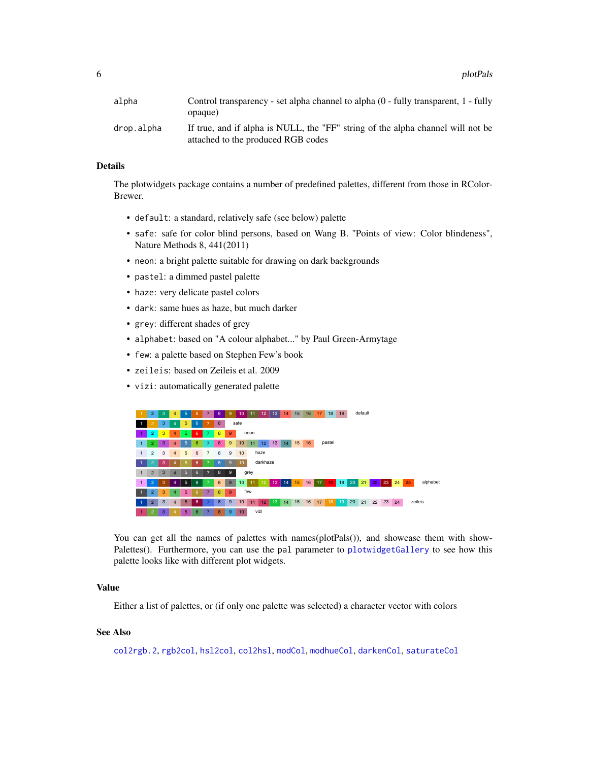| | |
|---|---|
| `alpha` | Control transparency - set alpha channel to alpha (0 - fully transparent, 1 - fully opaque) |
| `drop.alpha` | If true, and if alpha is NULL, the "FF" string of the alpha channel will not be attached to the produced RGB codes |

## Details

The plotwidgets package contains a number of predefined palettes, different from those in RColorBrewer.

- `default`: a standard, relatively safe (see below) palette
- `safe`: safe for color blind persons, based on Wang B. "Points of view: Color blindeness", Nature Methods 8, 441(2011)
- `neon`: a bright palette suitable for drawing on dark backgrounds
- `pastel`: a dimmed pastel palette
- `haze`: very delicate pastel colors
- `dark`: same hues as haze, but much darker
- `grey`: different shades of grey
- `alphabet`: based on "A colour alphabet..." by Paul Green-Armytage
- `few`: a palette based on Stephen Few's book
- `zeileis`: based on Zeileis et al. 2009
- `vizi`: automatically generated palette

You can get all the names of palettes with names(plotPals()), and showcase them with showPalettes(). Furthermore, you can use the `pal` parameter to `plotwidgetGallery` to see how this palette looks like with different plot widgets.

## Value

Either a list of palettes, or (if only one palette was selected) a character vector with colors

## See Also

`col2rgb.2`, `rgb2col`, `hsl2col`, `col2hsl`, `modCol`, `modhueCol`, `darkenCol`, `saturateCol`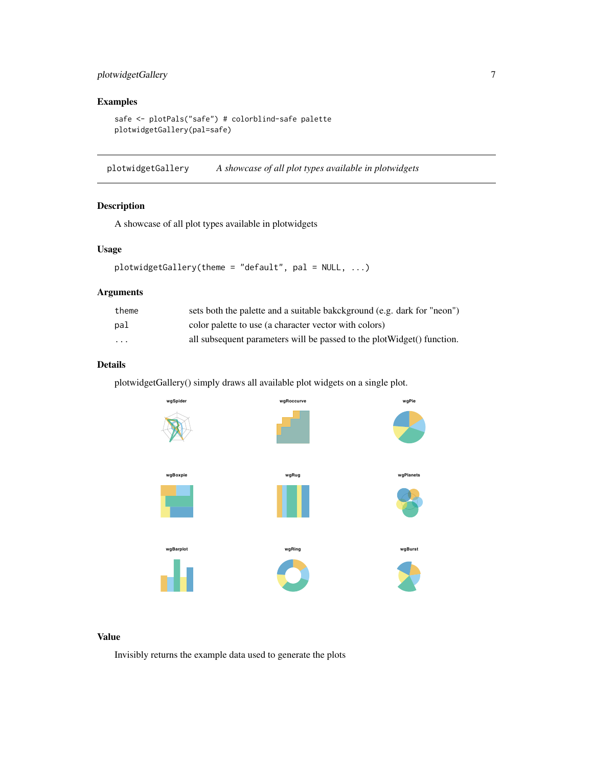## Examples

```
safe <- plotPals("safe") # colorblind-safe palette
plotwidgetGallery(pal=safe)
```

---

plotwidgetGallery *A showcase of all plot types available in plotwidgets*

---

## Description

A showcase of all plot types available in plotwidgets

## Usage

```
plotwidgetGallery(theme = "default", pal = NULL, ...)
```

## Arguments

| | |
|---|---|
| theme | sets both the palette and a suitable bakckground (e.g. dark for "neon") |
| pal | color palette to use (a character vector with colors) |
| ... | all subsequent parameters will be passed to the plotWidget() function. |

## Details

plotwidgetGallery() simply draws all available plot widgets on a single plot.

wgSpider wgRoccurve wgPie

wgBoxpie wgRug wgPlanets

wgBarplot wgRing wgBurst

## Value

Invisibly returns the example data used to generate the plots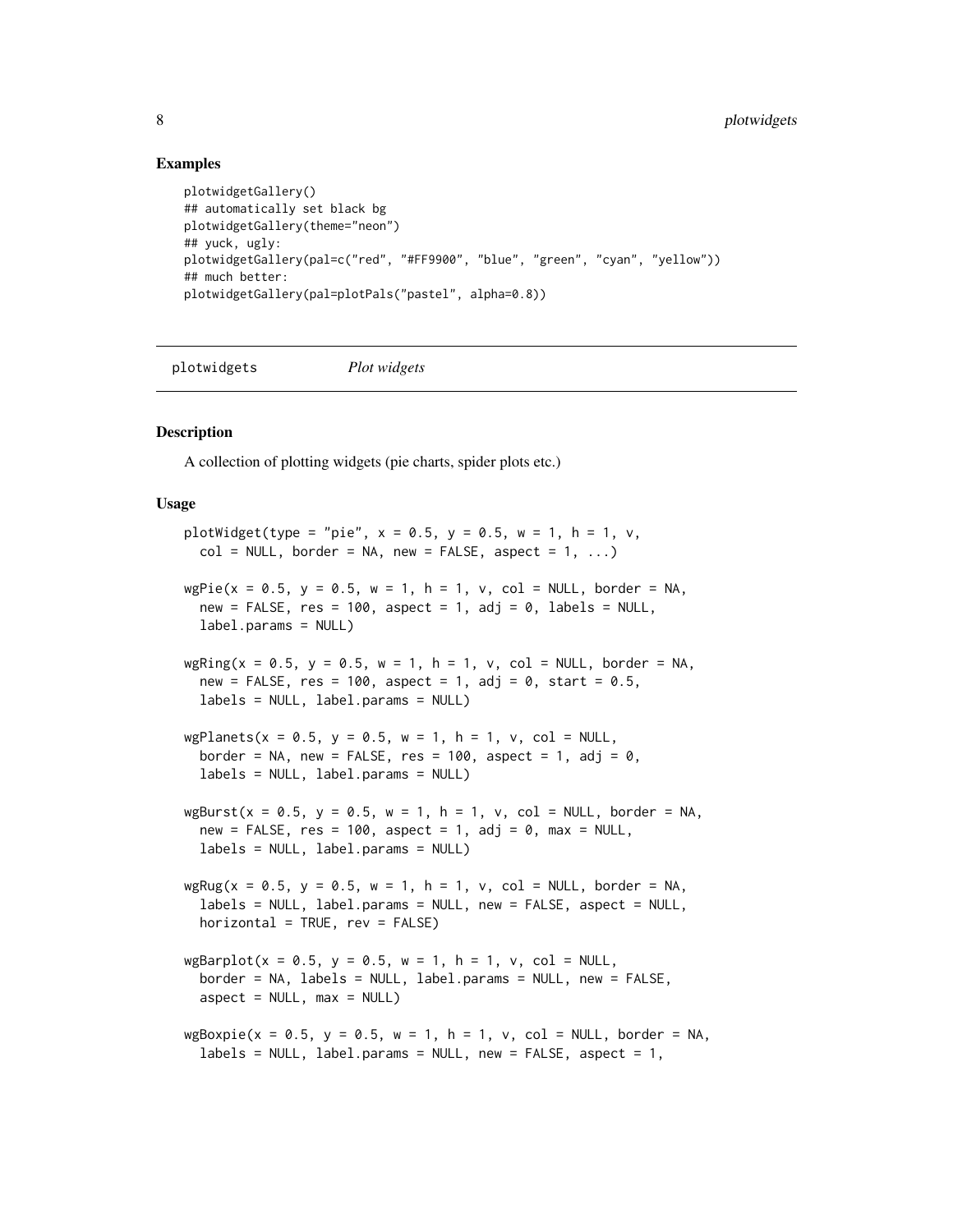### Examples

```
plotwidgetGallery()
## automatically set black bg
plotwidgetGallery(theme="neon")
## yuck, ugly:
plotwidgetGallery(pal=c("red", "#FF9900", "blue", "green", "cyan", "yellow"))
## much better:
plotwidgetGallery(pal=plotPals("pastel", alpha=0.8))
```

---

## plotwidgets *Plot widgets*

---

### Description

A collection of plotting widgets (pie charts, spider plots etc.)

### Usage

```
plotWidget(type = "pie", x = 0.5, y = 0.5, w = 1, h = 1, v,
  col = NULL, border = NA, new = FALSE, aspect = 1, ...)

wgPie(x = 0.5, y = 0.5, w = 1, h = 1, v, col = NULL, border = NA,
  new = FALSE, res = 100, aspect = 1, adj = 0, labels = NULL,
  label.params = NULL)

wgRing(x = 0.5, y = 0.5, w = 1, h = 1, v, col = NULL, border = NA,
  new = FALSE, res = 100, aspect = 1, adj = 0, start = 0.5,
  labels = NULL, label.params = NULL)

wgPlanets(x = 0.5, y = 0.5, w = 1, h = 1, v, col = NULL,
  border = NA, new = FALSE, res = 100, aspect = 1, adj = 0,
  labels = NULL, label.params = NULL)

wgBurst(x = 0.5, y = 0.5, w = 1, h = 1, v, col = NULL, border = NA,
  new = FALSE, res = 100, aspect = 1, adj = 0, max = NULL,
  labels = NULL, label.params = NULL)

wgRug(x = 0.5, y = 0.5, w = 1, h = 1, v, col = NULL, border = NA,
  labels = NULL, label.params = NULL, new = FALSE, aspect = NULL,
  horizontal = TRUE, rev = FALSE)

wgBarplot(x = 0.5, y = 0.5, w = 1, h = 1, v, col = NULL,
  border = NA, labels = NULL, label.params = NULL, new = FALSE,
  aspect = NULL, max = NULL)

wgBoxpie(x = 0.5, y = 0.5, w = 1, h = 1, v, col = NULL, border = NA,
  labels = NULL, label.params = NULL, new = FALSE, aspect = 1,
```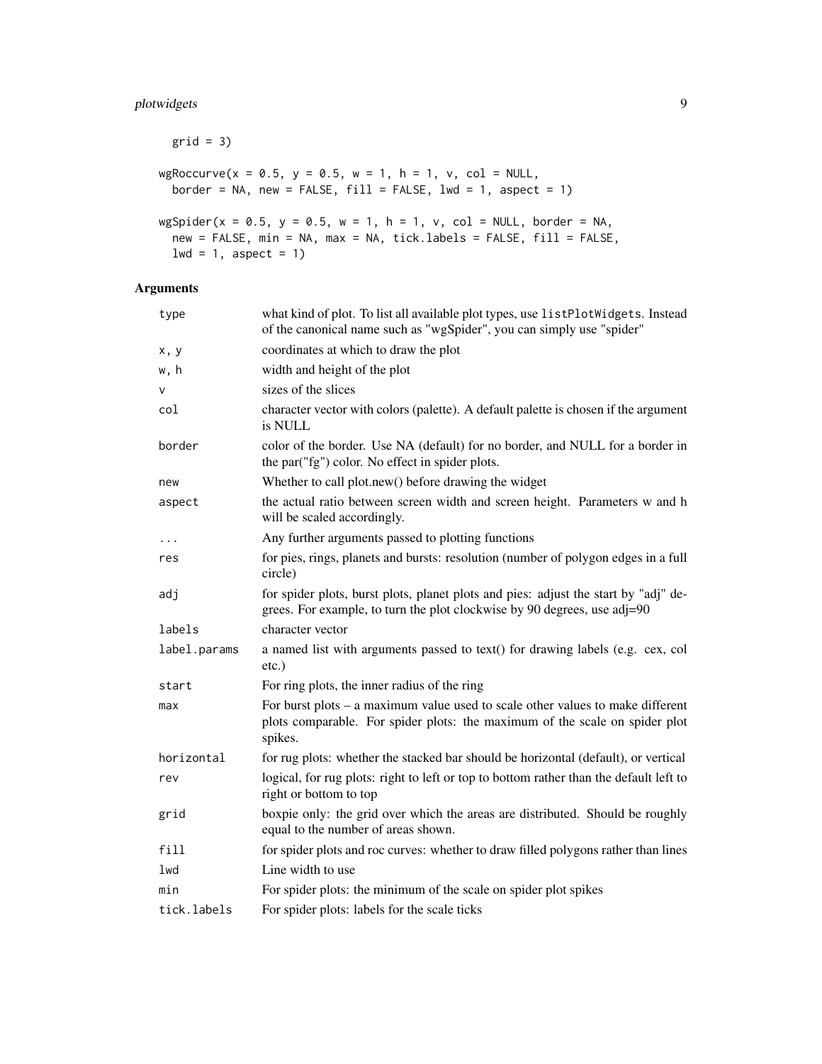```
  grid = 3)

wgRoccurve(x = 0.5, y = 0.5, w = 1, h = 1, v, col = NULL,
  border = NA, new = FALSE, fill = FALSE, lwd = 1, aspect = 1)

wgSpider(x = 0.5, y = 0.5, w = 1, h = 1, v, col = NULL, border = NA,
  new = FALSE, min = NA, max = NA, tick.labels = FALSE, fill = FALSE,
  lwd = 1, aspect = 1)
```

## Arguments

| | |
|---|---|
| `type` | what kind of plot. To list all available plot types, use `listPlotWidgets`. Instead of the canonical name such as "wgSpider", you can simply use "spider" |
| `x, y` | coordinates at which to draw the plot |
| `w, h` | width and height of the plot |
| `v` | sizes of the slices |
| `col` | character vector with colors (palette). A default palette is chosen if the argument is NULL |
| `border` | color of the border. Use NA (default) for no border, and NULL for a border in the par("fg") color. No effect in spider plots. |
| `new` | Whether to call plot.new() before drawing the widget |
| `aspect` | the actual ratio between screen width and screen height. Parameters w and h will be scaled accordingly. |
| `...` | Any further arguments passed to plotting functions |
| `res` | for pies, rings, planets and bursts: resolution (number of polygon edges in a full circle) |
| `adj` | for spider plots, burst plots, planet plots and pies: adjust the start by "adj" degrees. For example, to turn the plot clockwise by 90 degrees, use adj=90 |
| `labels` | character vector |
| `label.params` | a named list with arguments passed to text() for drawing labels (e.g. cex, col etc.) |
| `start` | For ring plots, the inner radius of the ring |
| `max` | For burst plots – a maximum value used to scale other values to make different plots comparable. For spider plots: the maximum of the scale on spider plot spikes. |
| `horizontal` | for rug plots: whether the stacked bar should be horizontal (default), or vertical |
| `rev` | logical, for rug plots: right to left or top to bottom rather than the default left to right or bottom to top |
| `grid` | boxpie only: the grid over which the areas are distributed. Should be roughly equal to the number of areas shown. |
| `fill` | for spider plots and roc curves: whether to draw filled polygons rather than lines |
| `lwd` | Line width to use |
| `min` | For spider plots: the minimum of the scale on spider plot spikes |
| `tick.labels` | For spider plots: labels for the scale ticks |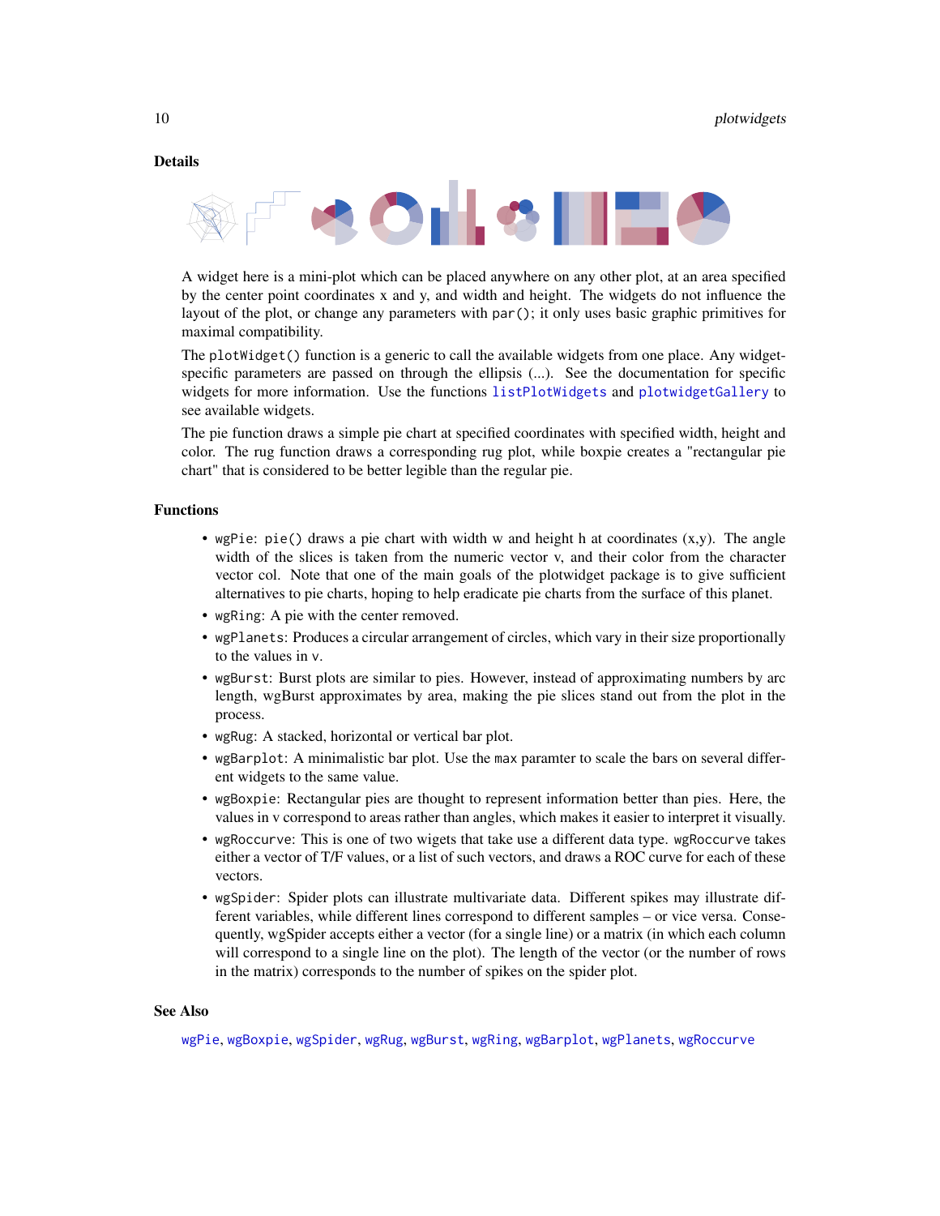## Details

A widget here is a mini-plot which can be placed anywhere on any other plot, at an area specified by the center point coordinates x and y, and width and height. The widgets do not influence the layout of the plot, or change any parameters with `par()`; it only uses basic graphic primitives for maximal compatibility.

The `plotWidget()` function is a generic to call the available widgets from one place. Any widget-specific parameters are passed on through the ellipsis (...). See the documentation for specific widgets for more information. Use the functions `listPlotWidgets` and `plotwidgetGallery` to see available widgets.

The pie function draws a simple pie chart at specified coordinates with specified width, height and color. The rug function draws a corresponding rug plot, while boxpie creates a "rectangular pie chart" that is considered to be better legible than the regular pie.

## Functions

- `wgPie`: `pie()` draws a pie chart with width w and height h at coordinates (x,y). The angle width of the slices is taken from the numeric vector v, and their color from the character vector col. Note that one of the main goals of the plotwidget package is to give sufficient alternatives to pie charts, hoping to help eradicate pie charts from the surface of this planet.
- `wgRing`: A pie with the center removed.
- `wgPlanets`: Produces a circular arrangement of circles, which vary in their size proportionally to the values in `v`.
- `wgBurst`: Burst plots are similar to pies. However, instead of approximating numbers by arc length, wgBurst approximates by area, making the pie slices stand out from the plot in the process.
- `wgRug`: A stacked, horizontal or vertical bar plot.
- `wgBarplot`: A minimalistic bar plot. Use the `max` paramter to scale the bars on several different widgets to the same value.
- `wgBoxpie`: Rectangular pies are thought to represent information better than pies. Here, the values in v correspond to areas rather than angles, which makes it easier to interpret it visually.
- `wgRoccurve`: This is one of two wigets that take use a different data type. `wgRoccurve` takes either a vector of T/F values, or a list of such vectors, and draws a ROC curve for each of these vectors.
- `wgSpider`: Spider plots can illustrate multivariate data. Different spikes may illustrate different variables, while different lines correspond to different samples – or vice versa. Consequently, wgSpider accepts either a vector (for a single line) or a matrix (in which each column will correspond to a single line on the plot). The length of the vector (or the number of rows in the matrix) corresponds to the number of spikes on the spider plot.

## See Also

`wgPie`, `wgBoxpie`, `wgSpider`, `wgRug`, `wgBurst`, `wgRing`, `wgBarplot`, `wgPlanets`, `wgRoccurve`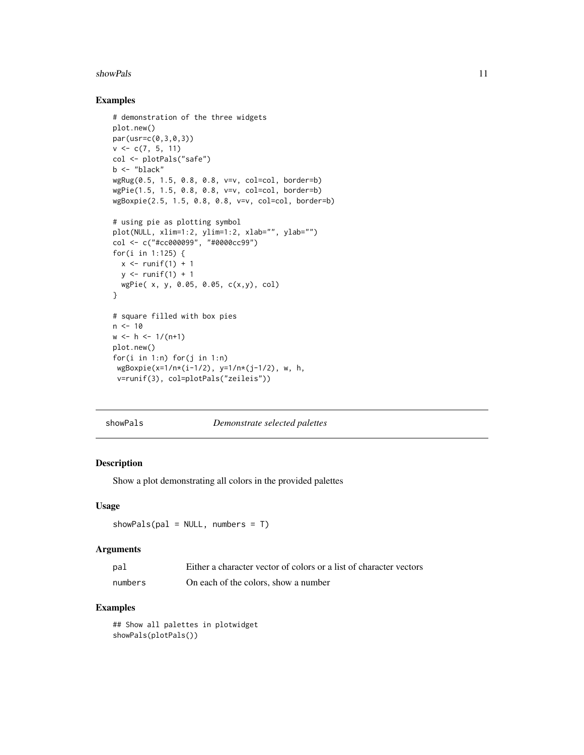### Examples

```
# demonstration of the three widgets
plot.new()
par(usr=c(0,3,0,3))
v <- c(7, 5, 11)
col <- plotPals("safe")
b <- "black"
wgRug(0.5, 1.5, 0.8, 0.8, v=v, col=col, border=b)
wgPie(1.5, 1.5, 0.8, 0.8, v=v, col=col, border=b)
wgBoxpie(2.5, 1.5, 0.8, 0.8, v=v, col=col, border=b)

# using pie as plotting symbol
plot(NULL, xlim=1:2, ylim=1:2, xlab="", ylab="")
col <- c("#cc000099", "#0000cc99")
for(i in 1:125) {
  x <- runif(1) + 1
  y <- runif(1) + 1
  wgPie( x, y, 0.05, 0.05, c(x,y), col)
}

# square filled with box pies
n <- 10
w <- h <- 1/(n+1)
plot.new()
for(i in 1:n) for(j in 1:n)
 wgBoxpie(x=1/n*(i-1/2), y=1/n*(j-1/2), w, h,
 v=runif(3), col=plotPals("zeileis"))
```

---

## showPals *Demonstrate selected palettes*

### Description

Show a plot demonstrating all colors in the provided palettes

### Usage

```
showPals(pal = NULL, numbers = T)
```

### Arguments

| | |
|---|---|
| pal | Either a character vector of colors or a list of character vectors |
| numbers | On each of the colors, show a number |

### Examples

```
## Show all palettes in plotwidget
showPals(plotPals())
```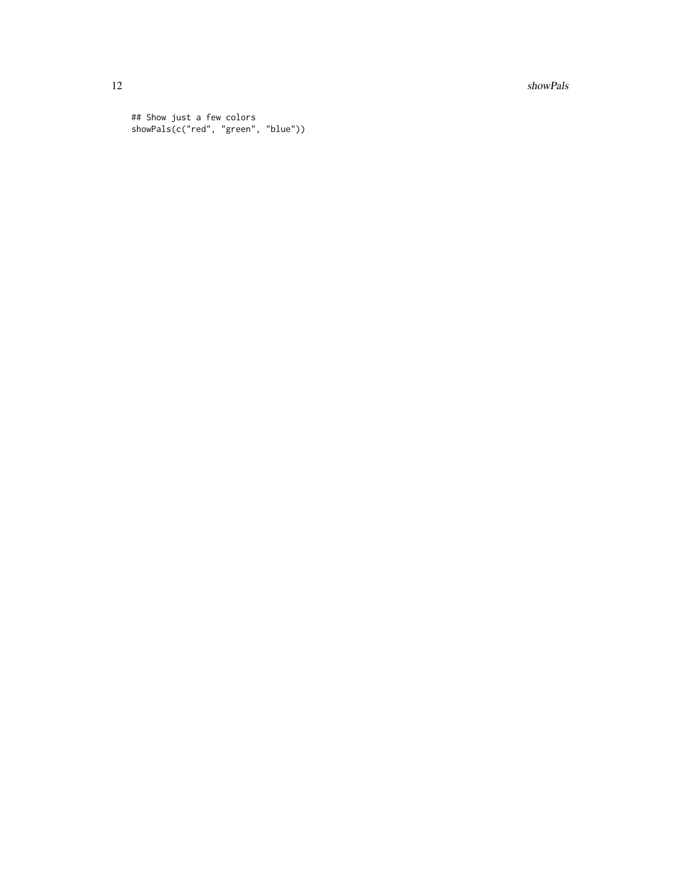```
## Show just a few colors
showPals(c("red", "green", "blue"))
```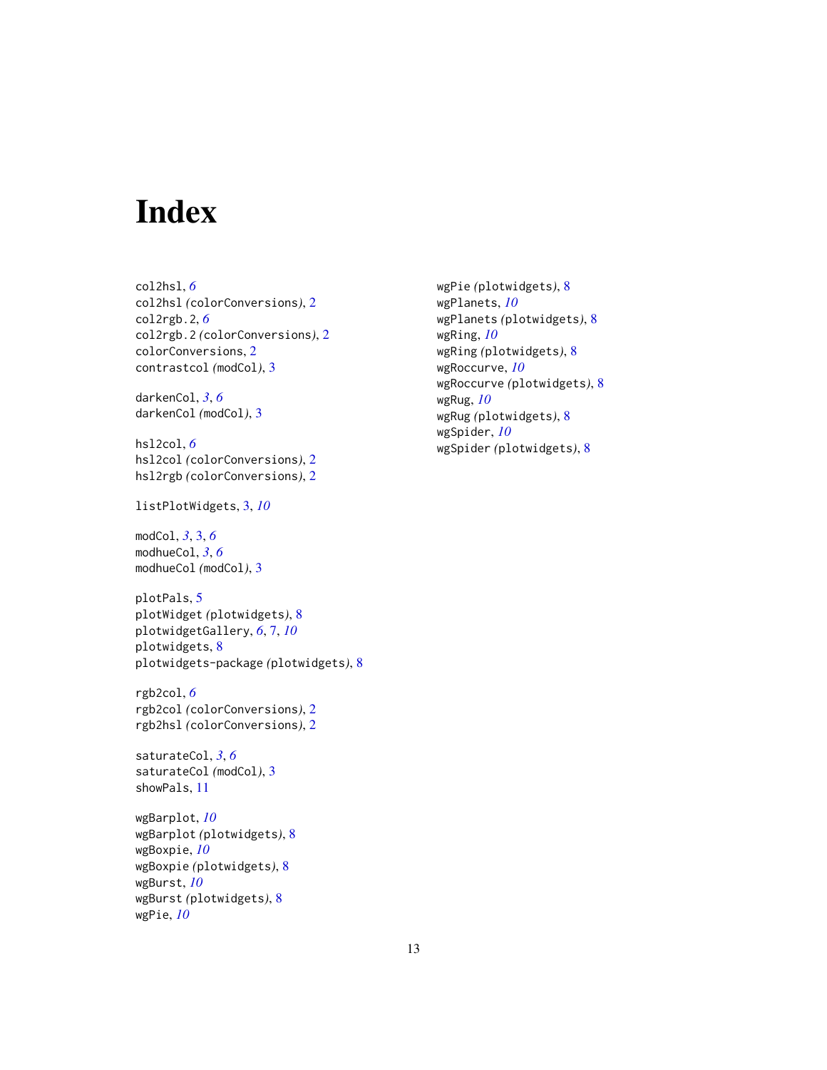# Index

col2hsl, *6*
col2hsl *(*colorConversions*)*, 2
col2rgb.2, *6*
col2rgb.2 *(*colorConversions*)*, 2
colorConversions, 2
contrastcol *(*modCol*)*, 3

darkenCol, *3*, *6*
darkenCol *(*modCol*)*, 3

hsl2col, *6*
hsl2col *(*colorConversions*)*, 2
hsl2rgb *(*colorConversions*)*, 2

listPlotWidgets, 3, *10*

modCol, *3*, 3, *6*
modhueCol, *3*, *6*
modhueCol *(*modCol*)*, 3

plotPals, 5
plotWidget *(*plotwidgets*)*, 8
plotwidgetGallery, *6*, 7, *10*
plotwidgets, 8
plotwidgets-package *(*plotwidgets*)*, 8

rgb2col, *6*
rgb2col *(*colorConversions*)*, 2
rgb2hsl *(*colorConversions*)*, 2

saturateCol, *3*, *6*
saturateCol *(*modCol*)*, 3
showPals, 11

wgBarplot, *10*
wgBarplot *(*plotwidgets*)*, 8
wgBoxpie, *10*
wgBoxpie *(*plotwidgets*)*, 8
wgBurst, *10*
wgBurst *(*plotwidgets*)*, 8
wgPie, *10*
wgPie *(*plotwidgets*)*, 8
wgPlanets, *10*
wgPlanets *(*plotwidgets*)*, 8
wgRing, *10*
wgRing *(*plotwidgets*)*, 8
wgRoccurve, *10*
wgRoccurve *(*plotwidgets*)*, 8
wgRug, *10*
wgRug *(*plotwidgets*)*, 8
wgSpider, *10*
wgSpider *(*plotwidgets*)*, 8